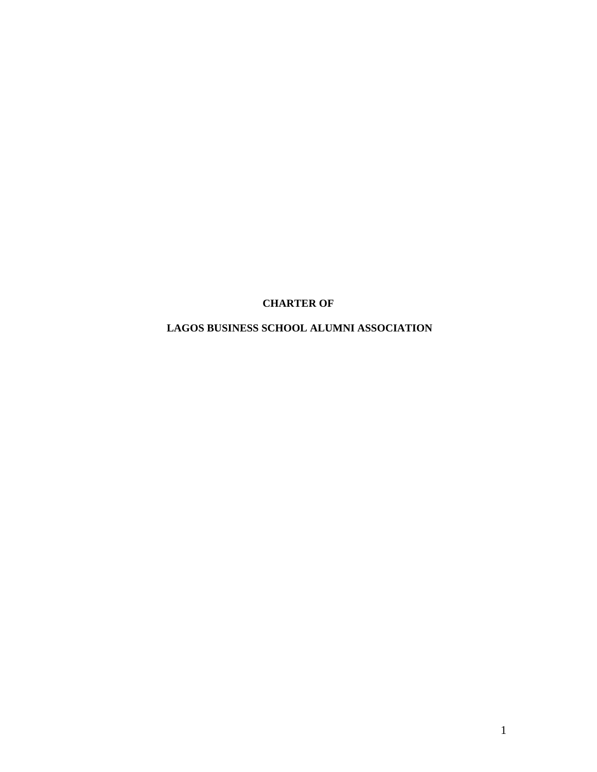**CHARTER OF**

**LAGOS BUSINESS SCHOOL ALUMNI ASSOCIATION**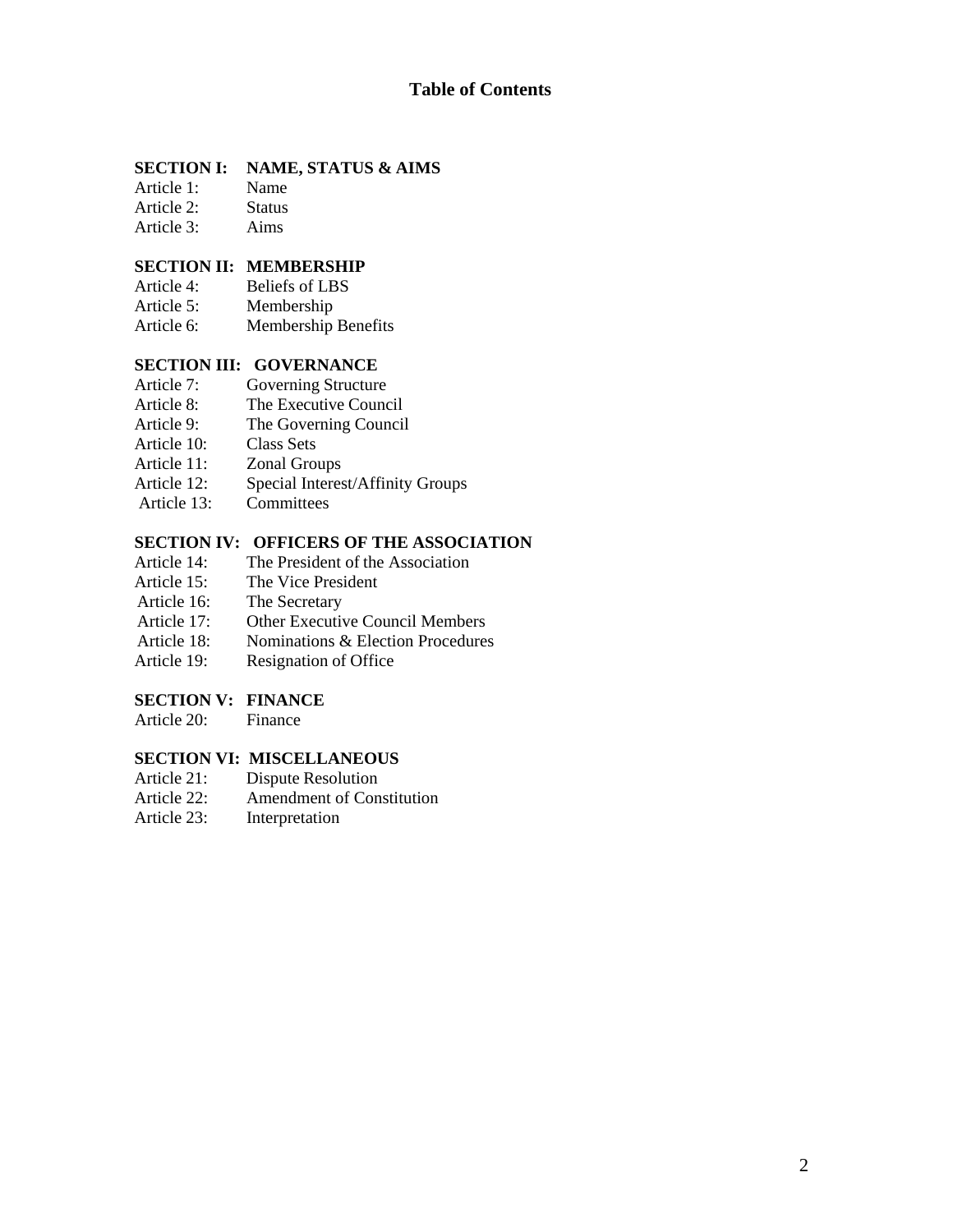# Table of Contents

**SECTION I: NAME, STATUS & AIMS**

Article 1: Name
Article 2: Status
Article 3: Aims

**SECTION II: MEMBERSHIP**

Article 4: Beliefs of LBS
Article 5: Membership
Article 6: Membership Benefits

**SECTION III: GOVERNANCE**

Article 7: Governing Structure
Article 8: The Executive Council
Article 9: The Governing Council
Article 10: Class Sets
Article 11: Zonal Groups
Article 12: Special Interest/Affinity Groups
Article 13: Committees

**SECTION IV: OFFICERS OF THE ASSOCIATION**

Article 14: The President of the Association
Article 15: The Vice President
Article 16: The Secretary
Article 17: Other Executive Council Members
Article 18: Nominations & Election Procedures
Article 19: Resignation of Office

**SECTION V: FINANCE**

Article 20: Finance

**SECTION VI: MISCELLANEOUS**

Article 21: Dispute Resolution
Article 22: Amendment of Constitution
Article 23: Interpretation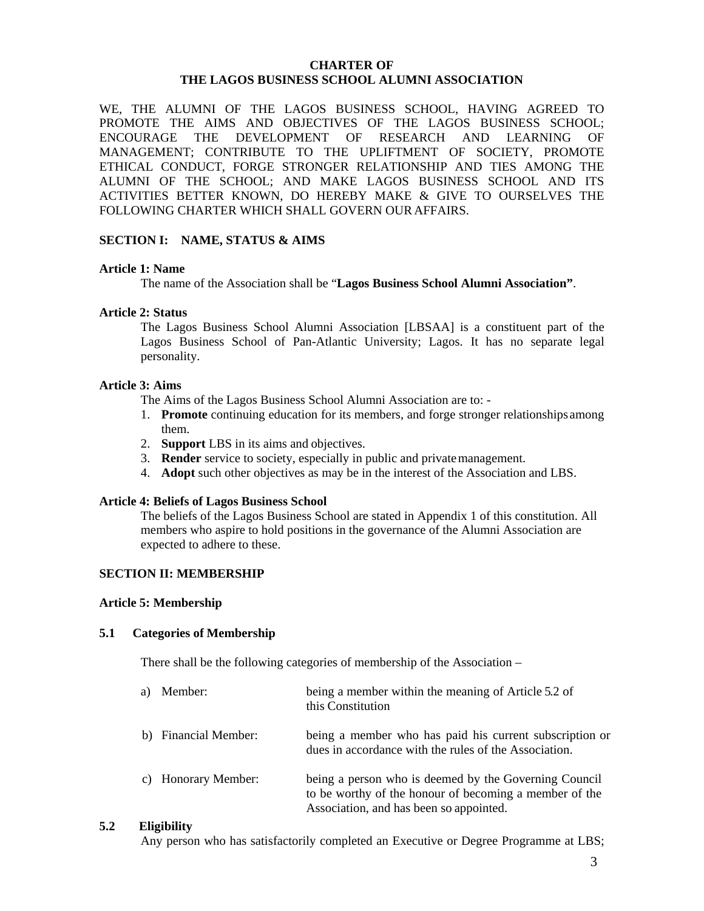**CHARTER OF**
**THE LAGOS BUSINESS SCHOOL ALUMNI ASSOCIATION**

WE, THE ALUMNI OF THE LAGOS BUSINESS SCHOOL, HAVING AGREED TO PROMOTE THE AIMS AND OBJECTIVES OF THE LAGOS BUSINESS SCHOOL; ENCOURAGE THE DEVELOPMENT OF RESEARCH AND LEARNING OF MANAGEMENT; CONTRIBUTE TO THE UPLIFTMENT OF SOCIETY, PROMOTE ETHICAL CONDUCT, FORGE STRONGER RELATIONSHIP AND TIES AMONG THE ALUMNI OF THE SCHOOL; AND MAKE LAGOS BUSINESS SCHOOL AND ITS ACTIVITIES BETTER KNOWN, DO HEREBY MAKE & GIVE TO OURSELVES THE FOLLOWING CHARTER WHICH SHALL GOVERN OUR AFFAIRS.

## SECTION I: NAME, STATUS & AIMS

### Article 1: Name

The name of the Association shall be "**Lagos Business School Alumni Association"**.

### Article 2: Status

The Lagos Business School Alumni Association [LBSAA] is a constituent part of the Lagos Business School of Pan-Atlantic University; Lagos. It has no separate legal personality.

### Article 3: Aims

The Aims of the Lagos Business School Alumni Association are to: -

1. **Promote** continuing education for its members, and forge stronger relationships among them.
2. **Support** LBS in its aims and objectives.
3. **Render** service to society, especially in public and private management.
4. **Adopt** such other objectives as may be in the interest of the Association and LBS.

### Article 4: Beliefs of Lagos Business School

The beliefs of the Lagos Business School are stated in Appendix 1 of this constitution. All members who aspire to hold positions in the governance of the Alumni Association are expected to adhere to these.

## SECTION II: MEMBERSHIP

### Article 5: Membership

#### 5.1 Categories of Membership

There shall be the following categories of membership of the Association –

a) Member: being a member within the meaning of Article 5.2 of this Constitution

b) Financial Member: being a member who has paid his current subscription or dues in accordance with the rules of the Association.

c) Honorary Member: being a person who is deemed by the Governing Council to be worthy of the honour of becoming a member of the Association, and has been so appointed.

#### 5.2 Eligibility

Any person who has satisfactorily completed an Executive or Degree Programme at LBS;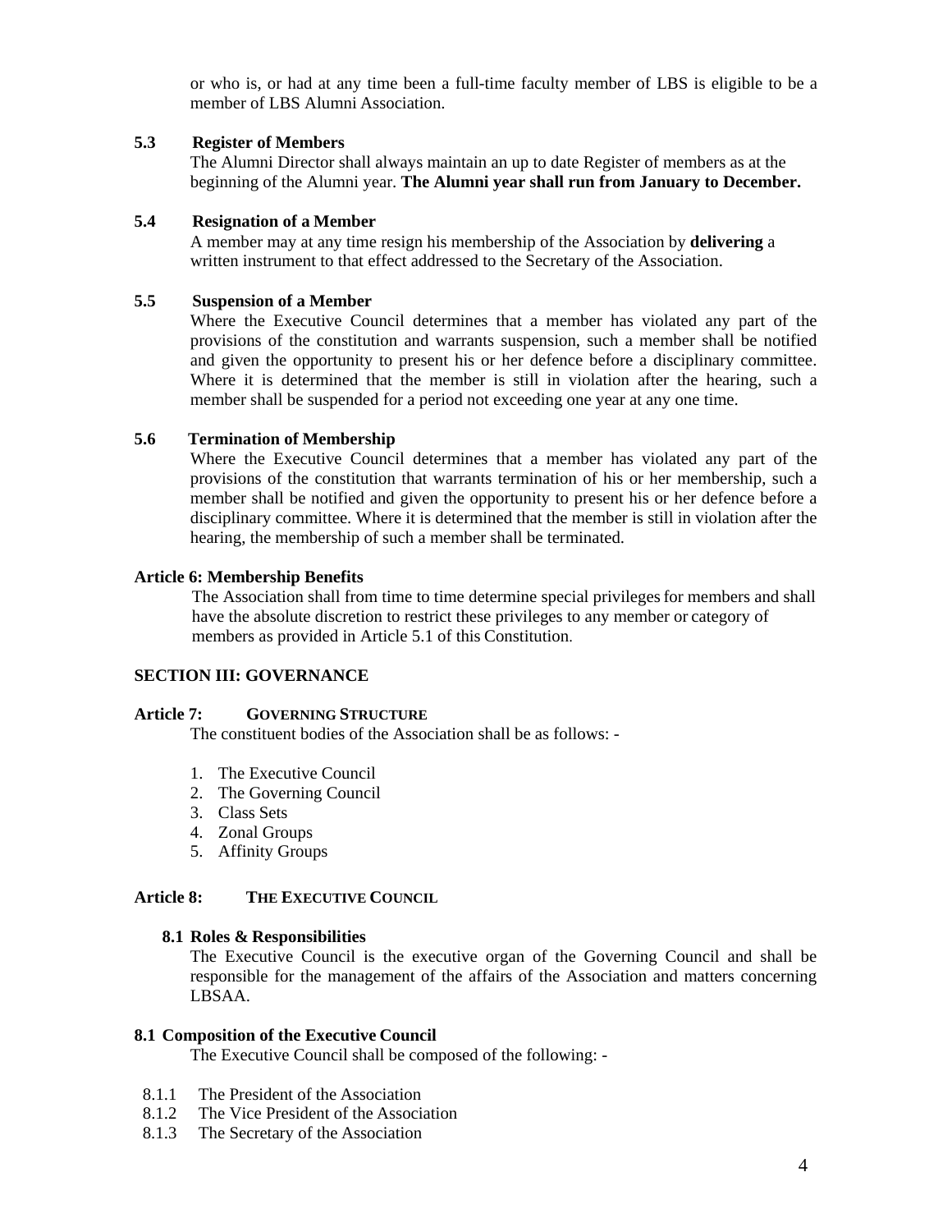or who is, or had at any time been a full-time faculty member of LBS is eligible to be a member of LBS Alumni Association.

**5.3 Register of Members**

The Alumni Director shall always maintain an up to date Register of members as at the beginning of the Alumni year. **The Alumni year shall run from January to December.**

**5.4 Resignation of a Member**

A member may at any time resign his membership of the Association by **delivering** a written instrument to that effect addressed to the Secretary of the Association.

**5.5 Suspension of a Member**

Where the Executive Council determines that a member has violated any part of the provisions of the constitution and warrants suspension, such a member shall be notified and given the opportunity to present his or her defence before a disciplinary committee. Where it is determined that the member is still in violation after the hearing, such a member shall be suspended for a period not exceeding one year at any one time.

**5.6 Termination of Membership**

Where the Executive Council determines that a member has violated any part of the provisions of the constitution that warrants termination of his or her membership, such a member shall be notified and given the opportunity to present his or her defence before a disciplinary committee. Where it is determined that the member is still in violation after the hearing, the membership of such a member shall be terminated.

**Article 6: Membership Benefits**

The Association shall from time to time determine special privileges for members and shall have the absolute discretion to restrict these privileges to any member or category of members as provided in Article 5.1 of this Constitution.

## SECTION III: GOVERNANCE

**Article 7: GOVERNING STRUCTURE**

The constituent bodies of the Association shall be as follows: -

1. The Executive Council
2. The Governing Council
3. Class Sets
4. Zonal Groups
5. Affinity Groups

**Article 8: THE EXECUTIVE COUNCIL**

**8.1 Roles & Responsibilities**

The Executive Council is the executive organ of the Governing Council and shall be responsible for the management of the affairs of the Association and matters concerning LBSAA.

**8.1 Composition of the Executive Council**

The Executive Council shall be composed of the following: -

8.1.1 The President of the Association
8.1.2 The Vice President of the Association
8.1.3 The Secretary of the Association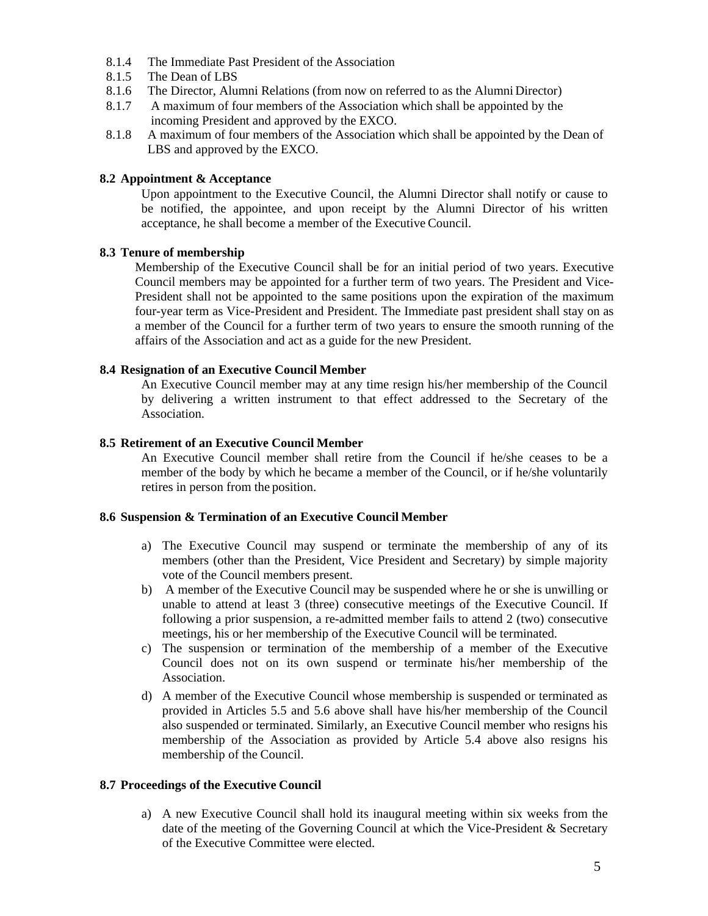- 8.1.4 The Immediate Past President of the Association
- 8.1.5 The Dean of LBS
- 8.1.6 The Director, Alumni Relations (from now on referred to as the Alumni Director)
- 8.1.7 A maximum of four members of the Association which shall be appointed by the incoming President and approved by the EXCO.
- 8.1.8 A maximum of four members of the Association which shall be appointed by the Dean of LBS and approved by the EXCO.

**8.2 Appointment & Acceptance**

Upon appointment to the Executive Council, the Alumni Director shall notify or cause to be notified, the appointee, and upon receipt by the Alumni Director of his written acceptance, he shall become a member of the Executive Council.

**8.3 Tenure of membership**

Membership of the Executive Council shall be for an initial period of two years. Executive Council members may be appointed for a further term of two years. The President and Vice-President shall not be appointed to the same positions upon the expiration of the maximum four-year term as Vice-President and President. The Immediate past president shall stay on as a member of the Council for a further term of two years to ensure the smooth running of the affairs of the Association and act as a guide for the new President.

**8.4 Resignation of an Executive Council Member**

An Executive Council member may at any time resign his/her membership of the Council by delivering a written instrument to that effect addressed to the Secretary of the Association.

**8.5 Retirement of an Executive Council Member**

An Executive Council member shall retire from the Council if he/she ceases to be a member of the body by which he became a member of the Council, or if he/she voluntarily retires in person from the position.

**8.6 Suspension & Termination of an Executive Council Member**

a) The Executive Council may suspend or terminate the membership of any of its members (other than the President, Vice President and Secretary) by simple majority vote of the Council members present.

b) A member of the Executive Council may be suspended where he or she is unwilling or unable to attend at least 3 (three) consecutive meetings of the Executive Council. If following a prior suspension, a re-admitted member fails to attend 2 (two) consecutive meetings, his or her membership of the Executive Council will be terminated.

c) The suspension or termination of the membership of a member of the Executive Council does not on its own suspend or terminate his/her membership of the Association.

d) A member of the Executive Council whose membership is suspended or terminated as provided in Articles 5.5 and 5.6 above shall have his/her membership of the Council also suspended or terminated. Similarly, an Executive Council member who resigns his membership of the Association as provided by Article 5.4 above also resigns his membership of the Council.

**8.7 Proceedings of the Executive Council**

a) A new Executive Council shall hold its inaugural meeting within six weeks from the date of the meeting of the Governing Council at which the Vice-President & Secretary of the Executive Committee were elected.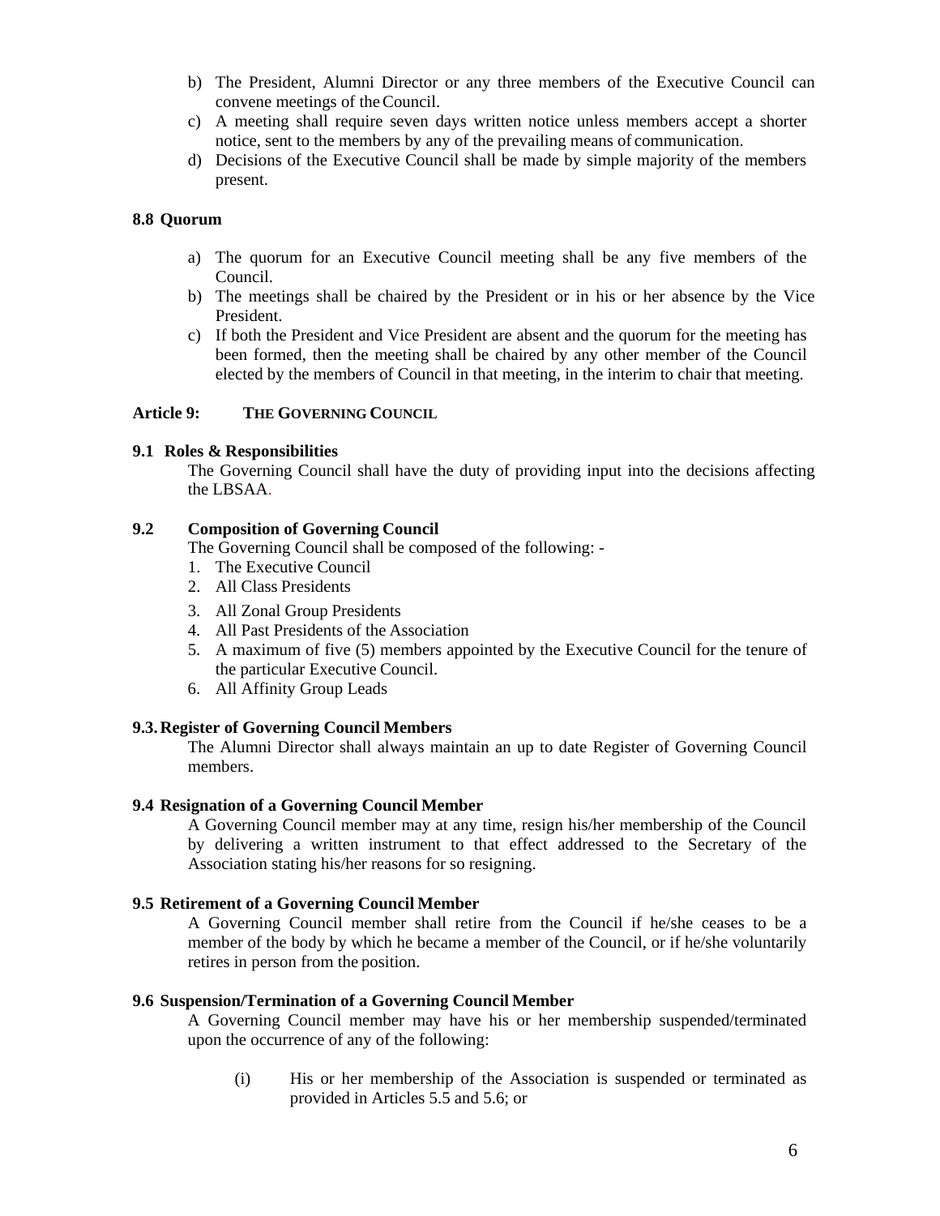b) The President, Alumni Director or any three members of the Executive Council can convene meetings of the Council.
c) A meeting shall require seven days written notice unless members accept a shorter notice, sent to the members by any of the prevailing means of communication.
d) Decisions of the Executive Council shall be made by simple majority of the members present.

**8.8 Quorum**

a) The quorum for an Executive Council meeting shall be any five members of the Council.
b) The meetings shall be chaired by the President or in his or her absence by the Vice President.
c) If both the President and Vice President are absent and the quorum for the meeting has been formed, then the meeting shall be chaired by any other member of the Council elected by the members of Council in that meeting, in the interim to chair that meeting.

## Article 9: THE GOVERNING COUNCIL

**9.1 Roles & Responsibilities**

The Governing Council shall have the duty of providing input into the decisions affecting the LBSAA.

**9.2 Composition of Governing Council**

The Governing Council shall be composed of the following: -

1. The Executive Council
2. All Class Presidents
3. All Zonal Group Presidents
4. All Past Presidents of the Association
5. A maximum of five (5) members appointed by the Executive Council for the tenure of the particular Executive Council.
6. All Affinity Group Leads

**9.3. Register of Governing Council Members**

The Alumni Director shall always maintain an up to date Register of Governing Council members.

**9.4 Resignation of a Governing Council Member**

A Governing Council member may at any time, resign his/her membership of the Council by delivering a written instrument to that effect addressed to the Secretary of the Association stating his/her reasons for so resigning.

**9.5 Retirement of a Governing Council Member**

A Governing Council member shall retire from the Council if he/she ceases to be a member of the body by which he became a member of the Council, or if he/she voluntarily retires in person from the position.

**9.6 Suspension/Termination of a Governing Council Member**

A Governing Council member may have his or her membership suspended/terminated upon the occurrence of any of the following:

(i) His or her membership of the Association is suspended or terminated as provided in Articles 5.5 and 5.6; or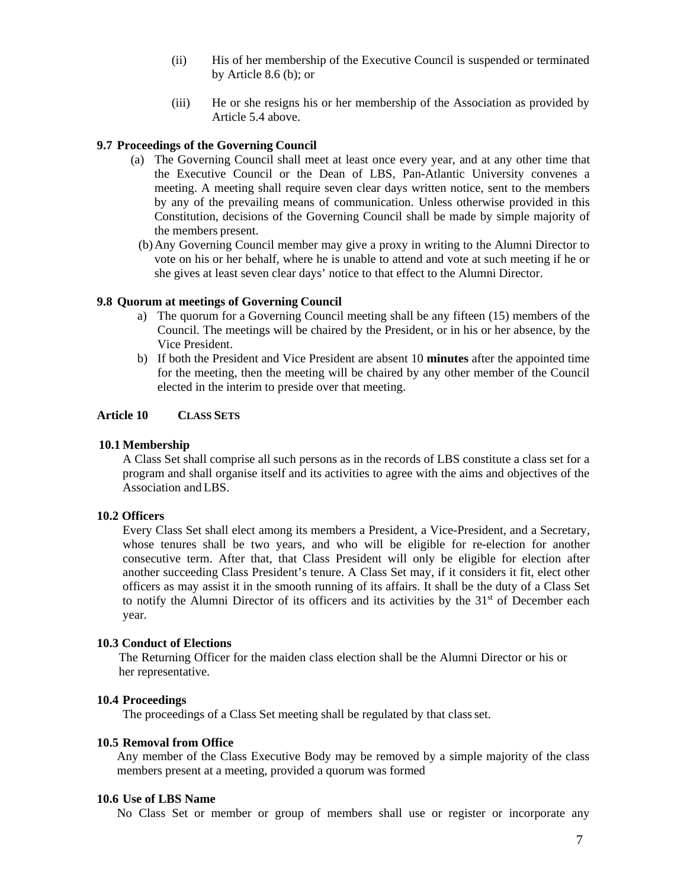(ii) His of her membership of the Executive Council is suspended or terminated by Article 8.6 (b); or

(iii) He or she resigns his or her membership of the Association as provided by Article 5.4 above.

**9.7 Proceedings of the Governing Council**

(a) The Governing Council shall meet at least once every year, and at any other time that the Executive Council or the Dean of LBS, Pan-Atlantic University convenes a meeting. A meeting shall require seven clear days written notice, sent to the members by any of the prevailing means of communication. Unless otherwise provided in this Constitution, decisions of the Governing Council shall be made by simple majority of the members present.

(b) Any Governing Council member may give a proxy in writing to the Alumni Director to vote on his or her behalf, where he is unable to attend and vote at such meeting if he or she gives at least seven clear days' notice to that effect to the Alumni Director.

**9.8 Quorum at meetings of Governing Council**

a) The quorum for a Governing Council meeting shall be any fifteen (15) members of the Council. The meetings will be chaired by the President, or in his or her absence, by the Vice President.

b) If both the President and Vice President are absent 10 **minutes** after the appointed time for the meeting, then the meeting will be chaired by any other member of the Council elected in the interim to preside over that meeting.

## Article 10 CLASS SETS

**10.1 Membership**

A Class Set shall comprise all such persons as in the records of LBS constitute a class set for a program and shall organise itself and its activities to agree with the aims and objectives of the Association and LBS.

**10.2 Officers**

Every Class Set shall elect among its members a President, a Vice-President, and a Secretary, whose tenures shall be two years, and who will be eligible for re-election for another consecutive term. After that, that Class President will only be eligible for election after another succeeding Class President's tenure. A Class Set may, if it considers it fit, elect other officers as may assist it in the smooth running of its affairs. It shall be the duty of a Class Set to notify the Alumni Director of its officers and its activities by the 31st of December each year.

**10.3 Conduct of Elections**

The Returning Officer for the maiden class election shall be the Alumni Director or his or her representative.

**10.4 Proceedings**

The proceedings of a Class Set meeting shall be regulated by that class set.

**10.5 Removal from Office**

Any member of the Class Executive Body may be removed by a simple majority of the class members present at a meeting, provided a quorum was formed

**10.6 Use of LBS Name**

No Class Set or member or group of members shall use or register or incorporate any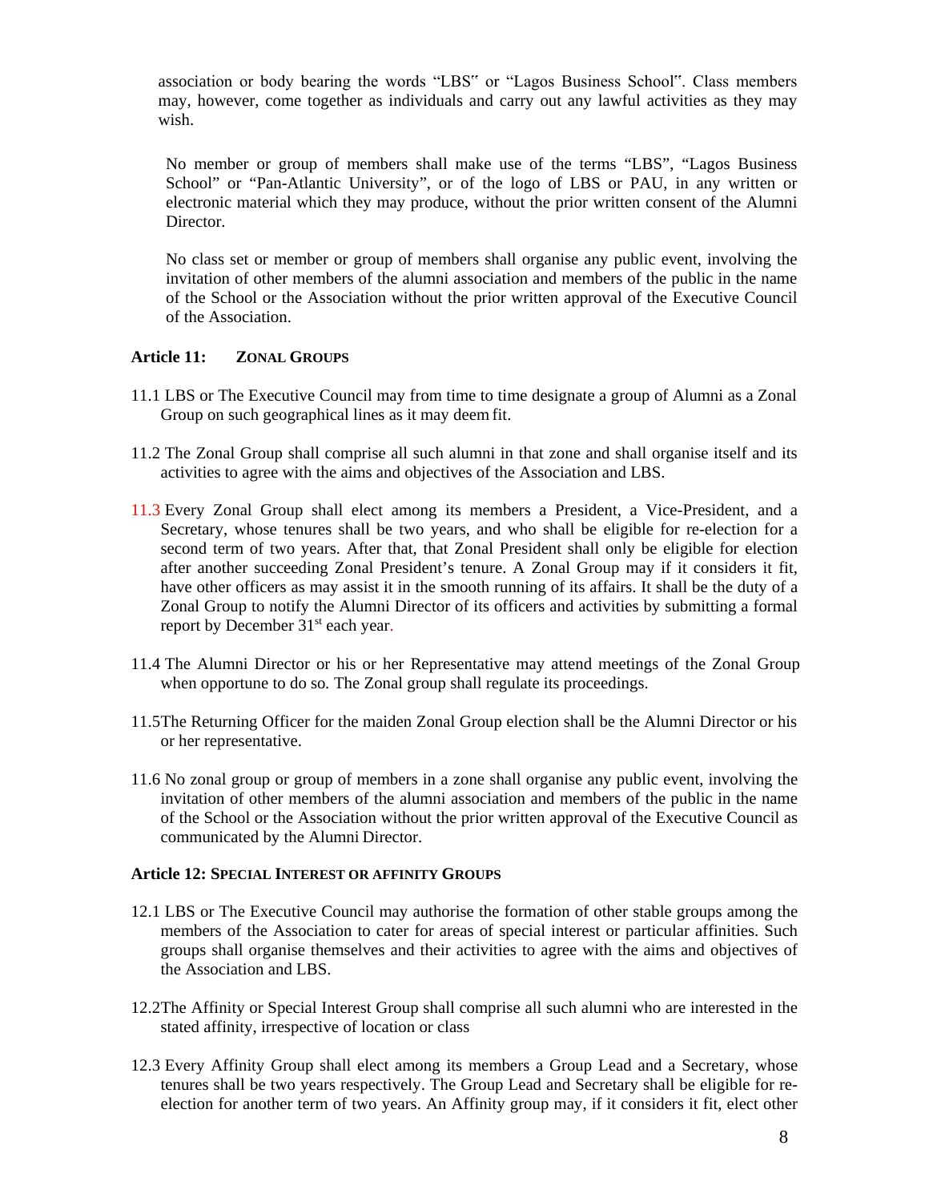association or body bearing the words "LBS" or "Lagos Business School". Class members may, however, come together as individuals and carry out any lawful activities as they may wish.

No member or group of members shall make use of the terms "LBS", "Lagos Business School" or "Pan-Atlantic University", or of the logo of LBS or PAU, in any written or electronic material which they may produce, without the prior written consent of the Alumni Director.

No class set or member or group of members shall organise any public event, involving the invitation of other members of the alumni association and members of the public in the name of the School or the Association without the prior written approval of the Executive Council of the Association.

### Article 11: ZONAL GROUPS

11.1 LBS or The Executive Council may from time to time designate a group of Alumni as a Zonal Group on such geographical lines as it may deem fit.

11.2 The Zonal Group shall comprise all such alumni in that zone and shall organise itself and its activities to agree with the aims and objectives of the Association and LBS.

11.3 Every Zonal Group shall elect among its members a President, a Vice-President, and a Secretary, whose tenures shall be two years, and who shall be eligible for re-election for a second term of two years. After that, that Zonal President shall only be eligible for election after another succeeding Zonal President's tenure. A Zonal Group may if it considers it fit, have other officers as may assist it in the smooth running of its affairs. It shall be the duty of a Zonal Group to notify the Alumni Director of its officers and activities by submitting a formal report by December 31st each year.

11.4 The Alumni Director or his or her Representative may attend meetings of the Zonal Group when opportune to do so. The Zonal group shall regulate its proceedings.

11.5 The Returning Officer for the maiden Zonal Group election shall be the Alumni Director or his or her representative.

11.6 No zonal group or group of members in a zone shall organise any public event, involving the invitation of other members of the alumni association and members of the public in the name of the School or the Association without the prior written approval of the Executive Council as communicated by the Alumni Director.

### Article 12: SPECIAL INTEREST OR AFFINITY GROUPS

12.1 LBS or The Executive Council may authorise the formation of other stable groups among the members of the Association to cater for areas of special interest or particular affinities. Such groups shall organise themselves and their activities to agree with the aims and objectives of the Association and LBS.

12.2 The Affinity or Special Interest Group shall comprise all such alumni who are interested in the stated affinity, irrespective of location or class

12.3 Every Affinity Group shall elect among its members a Group Lead and a Secretary, whose tenures shall be two years respectively. The Group Lead and Secretary shall be eligible for re-election for another term of two years. An Affinity group may, if it considers it fit, elect other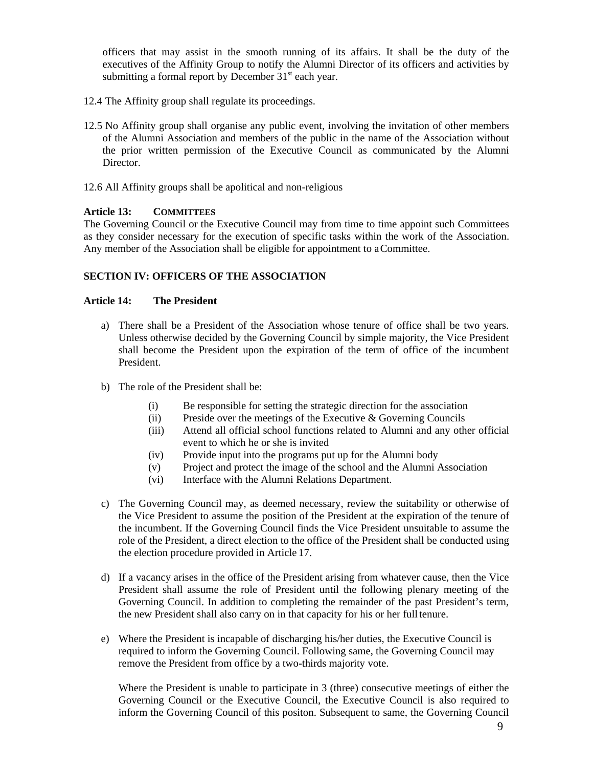officers that may assist in the smooth running of its affairs. It shall be the duty of the executives of the Affinity Group to notify the Alumni Director of its officers and activities by submitting a formal report by December 31st each year.

12.4 The Affinity group shall regulate its proceedings.

12.5 No Affinity group shall organise any public event, involving the invitation of other members of the Alumni Association and members of the public in the name of the Association without the prior written permission of the Executive Council as communicated by the Alumni Director.

12.6 All Affinity groups shall be apolitical and non-religious

**Article 13: COMMITTEES**

The Governing Council or the Executive Council may from time to time appoint such Committees as they consider necessary for the execution of specific tasks within the work of the Association. Any member of the Association shall be eligible for appointment to a Committee.

## SECTION IV: OFFICERS OF THE ASSOCIATION

**Article 14: The President**

a) There shall be a President of the Association whose tenure of office shall be two years. Unless otherwise decided by the Governing Council by simple majority, the Vice President shall become the President upon the expiration of the term of office of the incumbent President.

b) The role of the President shall be:

   (i) Be responsible for setting the strategic direction for the association
   (ii) Preside over the meetings of the Executive & Governing Councils
   (iii) Attend all official school functions related to Alumni and any other official event to which he or she is invited
   (iv) Provide input into the programs put up for the Alumni body
   (v) Project and protect the image of the school and the Alumni Association
   (vi) Interface with the Alumni Relations Department.

c) The Governing Council may, as deemed necessary, review the suitability or otherwise of the Vice President to assume the position of the President at the expiration of the tenure of the incumbent. If the Governing Council finds the Vice President unsuitable to assume the role of the President, a direct election to the office of the President shall be conducted using the election procedure provided in Article 17.

d) If a vacancy arises in the office of the President arising from whatever cause, then the Vice President shall assume the role of President until the following plenary meeting of the Governing Council. In addition to completing the remainder of the past President's term, the new President shall also carry on in that capacity for his or her full tenure.

e) Where the President is incapable of discharging his/her duties, the Executive Council is required to inform the Governing Council. Following same, the Governing Council may remove the President from office by a two-thirds majority vote.

   Where the President is unable to participate in 3 (three) consecutive meetings of either the Governing Council or the Executive Council, the Executive Council is also required to inform the Governing Council of this positon. Subsequent to same, the Governing Council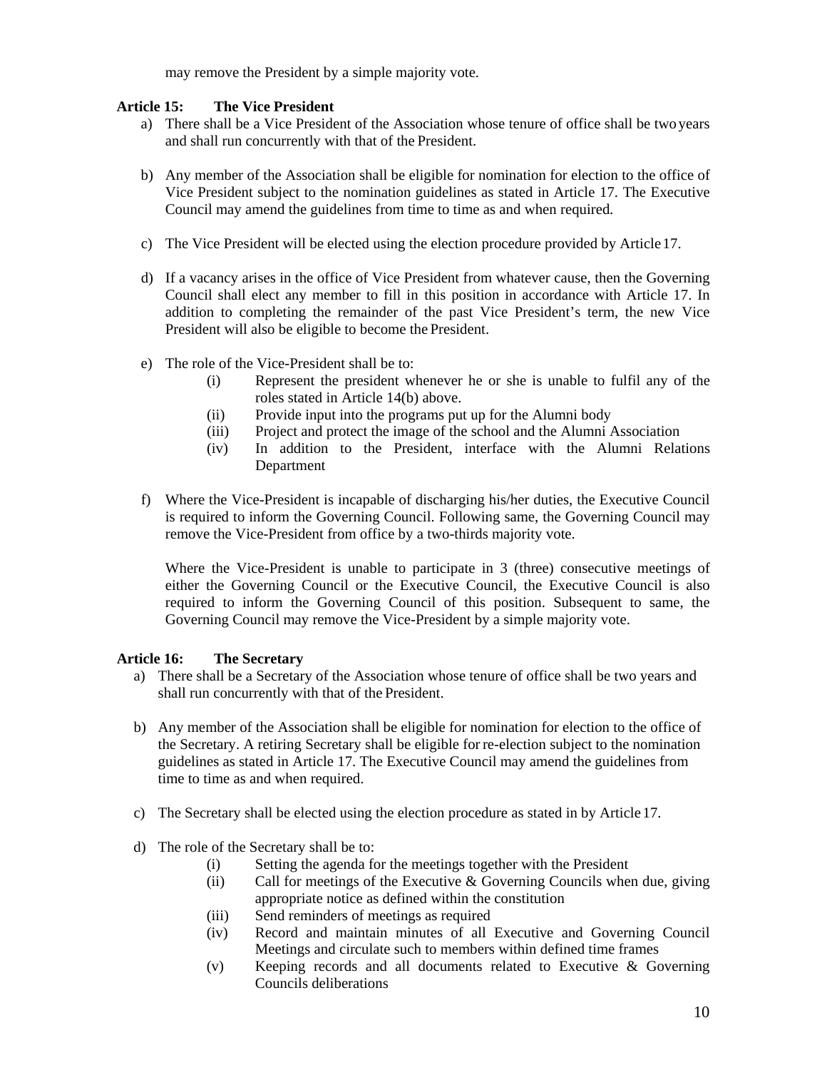may remove the President by a simple majority vote.

**Article 15: The Vice President**

a) There shall be a Vice President of the Association whose tenure of office shall be two years and shall run concurrently with that of the President.

b) Any member of the Association shall be eligible for nomination for election to the office of Vice President subject to the nomination guidelines as stated in Article 17. The Executive Council may amend the guidelines from time to time as and when required.

c) The Vice President will be elected using the election procedure provided by Article 17.

d) If a vacancy arises in the office of Vice President from whatever cause, then the Governing Council shall elect any member to fill in this position in accordance with Article 17. In addition to completing the remainder of the past Vice President's term, the new Vice President will also be eligible to become the President.

e) The role of the Vice-President shall be to:
   - (i) Represent the president whenever he or she is unable to fulfil any of the roles stated in Article 14(b) above.
   - (ii) Provide input into the programs put up for the Alumni body
   - (iii) Project and protect the image of the school and the Alumni Association
   - (iv) In addition to the President, interface with the Alumni Relations Department

f) Where the Vice-President is incapable of discharging his/her duties, the Executive Council is required to inform the Governing Council. Following same, the Governing Council may remove the Vice-President from office by a two-thirds majority vote.

   Where the Vice-President is unable to participate in 3 (three) consecutive meetings of either the Governing Council or the Executive Council, the Executive Council is also required to inform the Governing Council of this position. Subsequent to same, the Governing Council may remove the Vice-President by a simple majority vote.

**Article 16: The Secretary**

a) There shall be a Secretary of the Association whose tenure of office shall be two years and shall run concurrently with that of the President.

b) Any member of the Association shall be eligible for nomination for election to the office of the Secretary. A retiring Secretary shall be eligible for re-election subject to the nomination guidelines as stated in Article 17. The Executive Council may amend the guidelines from time to time as and when required.

c) The Secretary shall be elected using the election procedure as stated in by Article 17.

d) The role of the Secretary shall be to:
   - (i) Setting the agenda for the meetings together with the President
   - (ii) Call for meetings of the Executive & Governing Councils when due, giving appropriate notice as defined within the constitution
   - (iii) Send reminders of meetings as required
   - (iv) Record and maintain minutes of all Executive and Governing Council Meetings and circulate such to members within defined time frames
   - (v) Keeping records and all documents related to Executive & Governing Councils deliberations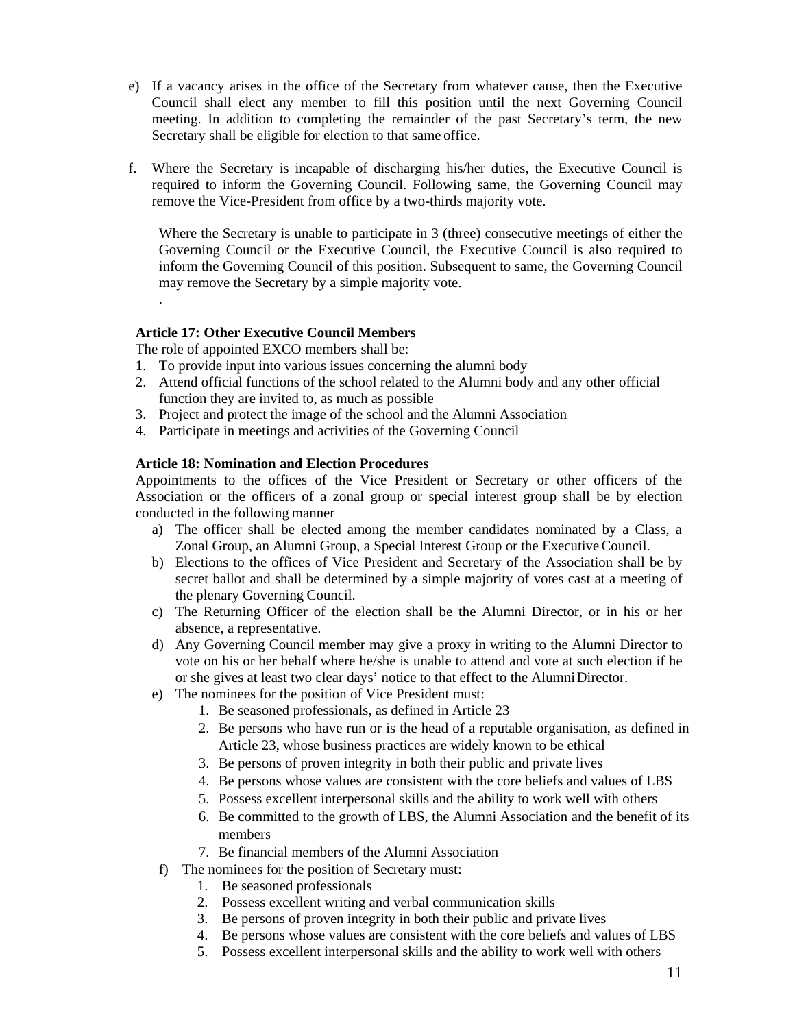e) If a vacancy arises in the office of the Secretary from whatever cause, then the Executive Council shall elect any member to fill this position until the next Governing Council meeting. In addition to completing the remainder of the past Secretary's term, the new Secretary shall be eligible for election to that same office.

f. Where the Secretary is incapable of discharging his/her duties, the Executive Council is required to inform the Governing Council. Following same, the Governing Council may remove the Vice-President from office by a two-thirds majority vote.

   Where the Secretary is unable to participate in 3 (three) consecutive meetings of either the Governing Council or the Executive Council, the Executive Council is also required to inform the Governing Council of this position. Subsequent to same, the Governing Council may remove the Secretary by a simple majority vote.

   .

**Article 17: Other Executive Council Members**

The role of appointed EXCO members shall be:

1. To provide input into various issues concerning the alumni body
2. Attend official functions of the school related to the Alumni body and any other official function they are invited to, as much as possible
3. Project and protect the image of the school and the Alumni Association
4. Participate in meetings and activities of the Governing Council

**Article 18: Nomination and Election Procedures**

Appointments to the offices of the Vice President or Secretary or other officers of the Association or the officers of a zonal group or special interest group shall be by election conducted in the following manner

a) The officer shall be elected among the member candidates nominated by a Class, a Zonal Group, an Alumni Group, a Special Interest Group or the Executive Council.
b) Elections to the offices of Vice President and Secretary of the Association shall be by secret ballot and shall be determined by a simple majority of votes cast at a meeting of the plenary Governing Council.
c) The Returning Officer of the election shall be the Alumni Director, or in his or her absence, a representative.
d) Any Governing Council member may give a proxy in writing to the Alumni Director to vote on his or her behalf where he/she is unable to attend and vote at such election if he or she gives at least two clear days' notice to that effect to the Alumni Director.
e) The nominees for the position of Vice President must:
   1. Be seasoned professionals, as defined in Article 23
   2. Be persons who have run or is the head of a reputable organisation, as defined in Article 23, whose business practices are widely known to be ethical
   3. Be persons of proven integrity in both their public and private lives
   4. Be persons whose values are consistent with the core beliefs and values of LBS
   5. Possess excellent interpersonal skills and the ability to work well with others
   6. Be committed to the growth of LBS, the Alumni Association and the benefit of its members
   7. Be financial members of the Alumni Association
f) The nominees for the position of Secretary must:
   1. Be seasoned professionals
   2. Possess excellent writing and verbal communication skills
   3. Be persons of proven integrity in both their public and private lives
   4. Be persons whose values are consistent with the core beliefs and values of LBS
   5. Possess excellent interpersonal skills and the ability to work well with others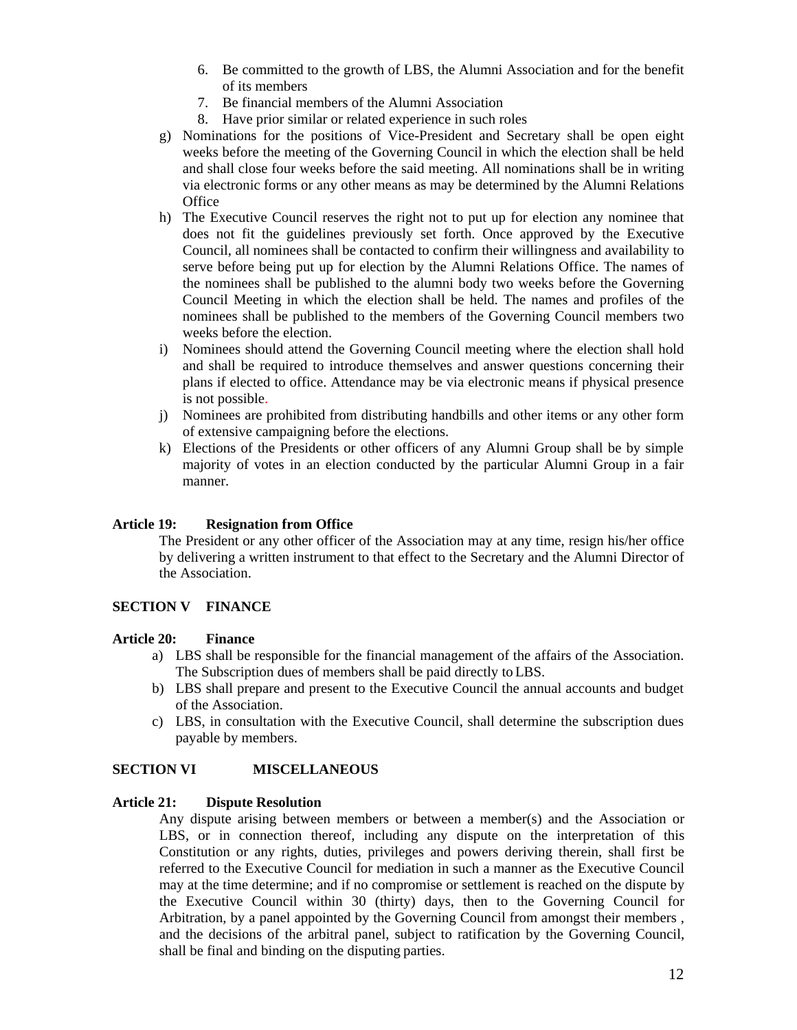6. Be committed to the growth of LBS, the Alumni Association and for the benefit of its members
7. Be financial members of the Alumni Association
8. Have prior similar or related experience in such roles

g) Nominations for the positions of Vice-President and Secretary shall be open eight weeks before the meeting of the Governing Council in which the election shall be held and shall close four weeks before the said meeting. All nominations shall be in writing via electronic forms or any other means as may be determined by the Alumni Relations Office

h) The Executive Council reserves the right not to put up for election any nominee that does not fit the guidelines previously set forth. Once approved by the Executive Council, all nominees shall be contacted to confirm their willingness and availability to serve before being put up for election by the Alumni Relations Office. The names of the nominees shall be published to the alumni body two weeks before the Governing Council Meeting in which the election shall be held. The names and profiles of the nominees shall be published to the members of the Governing Council members two weeks before the election.

i) Nominees should attend the Governing Council meeting where the election shall hold and shall be required to introduce themselves and answer questions concerning their plans if elected to office. Attendance may be via electronic means if physical presence is not possible.

j) Nominees are prohibited from distributing handbills and other items or any other form of extensive campaigning before the elections.

k) Elections of the Presidents or other officers of any Alumni Group shall be by simple majority of votes in an election conducted by the particular Alumni Group in a fair manner.

**Article 19: Resignation from Office**

The President or any other officer of the Association may at any time, resign his/her office by delivering a written instrument to that effect to the Secretary and the Alumni Director of the Association.

## SECTION V FINANCE

**Article 20: Finance**

a) LBS shall be responsible for the financial management of the affairs of the Association. The Subscription dues of members shall be paid directly to LBS.
b) LBS shall prepare and present to the Executive Council the annual accounts and budget of the Association.
c) LBS, in consultation with the Executive Council, shall determine the subscription dues payable by members.

## SECTION VI MISCELLANEOUS

**Article 21: Dispute Resolution**

Any dispute arising between members or between a member(s) and the Association or LBS, or in connection thereof, including any dispute on the interpretation of this Constitution or any rights, duties, privileges and powers deriving therein, shall first be referred to the Executive Council for mediation in such a manner as the Executive Council may at the time determine; and if no compromise or settlement is reached on the dispute by the Executive Council within 30 (thirty) days, then to the Governing Council for Arbitration, by a panel appointed by the Governing Council from amongst their members , and the decisions of the arbitral panel, subject to ratification by the Governing Council, shall be final and binding on the disputing parties.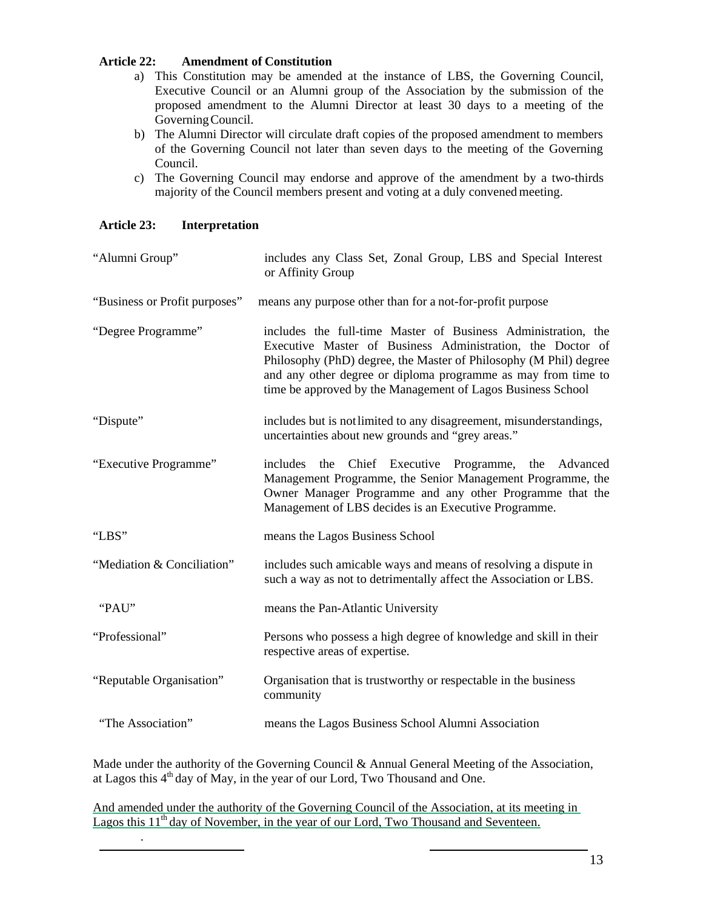**Article 22: Amendment of Constitution**

a) This Constitution may be amended at the instance of LBS, the Governing Council, Executive Council or an Alumni group of the Association by the submission of the proposed amendment to the Alumni Director at least 30 days to a meeting of the Governing Council.

b) The Alumni Director will circulate draft copies of the proposed amendment to members of the Governing Council not later than seven days to the meeting of the Governing Council.

c) The Governing Council may endorse and approve of the amendment by a two-thirds majority of the Council members present and voting at a duly convened meeting.

**Article 23: Interpretation**

| | |
|---|---|
| "Alumni Group" | includes any Class Set, Zonal Group, LBS and Special Interest or Affinity Group |
| "Business or Profit purposes" | means any purpose other than for a not-for-profit purpose |
| "Degree Programme" | includes the full-time Master of Business Administration, the Executive Master of Business Administration, the Doctor of Philosophy (PhD) degree, the Master of Philosophy (M Phil) degree and any other degree or diploma programme as may from time to time be approved by the Management of Lagos Business School |
| "Dispute" | includes but is not limited to any disagreement, misunderstandings, uncertainties about new grounds and "grey areas." |
| "Executive Programme" | includes the Chief Executive Programme, the Advanced Management Programme, the Senior Management Programme, the Owner Manager Programme and any other Programme that the Management of LBS decides is an Executive Programme. |
| "LBS" | means the Lagos Business School |
| "Mediation & Conciliation" | includes such amicable ways and means of resolving a dispute in such a way as not to detrimentally affect the Association or LBS. |
| "PAU" | means the Pan-Atlantic University |
| "Professional" | Persons who possess a high degree of knowledge and skill in their respective areas of expertise. |
| "Reputable Organisation" | Organisation that is trustworthy or respectable in the business community |
| "The Association" | means the Lagos Business School Alumni Association |

Made under the authority of the Governing Council & Annual General Meeting of the Association, at Lagos this 4th day of May, in the year of our Lord, Two Thousand and One.

And amended under the authority of the Governing Council of the Association, at its meeting in Lagos this 11th day of November, in the year of our Lord, Two Thousand and Seventeen.

\_\_\_\_\_\_\_\_\_\_\_\_\_\_\_\_\_\_\_\_\_\_ \_\_\_\_\_\_\_\_\_\_\_\_\_\_\_\_\_\_\_\_\_\_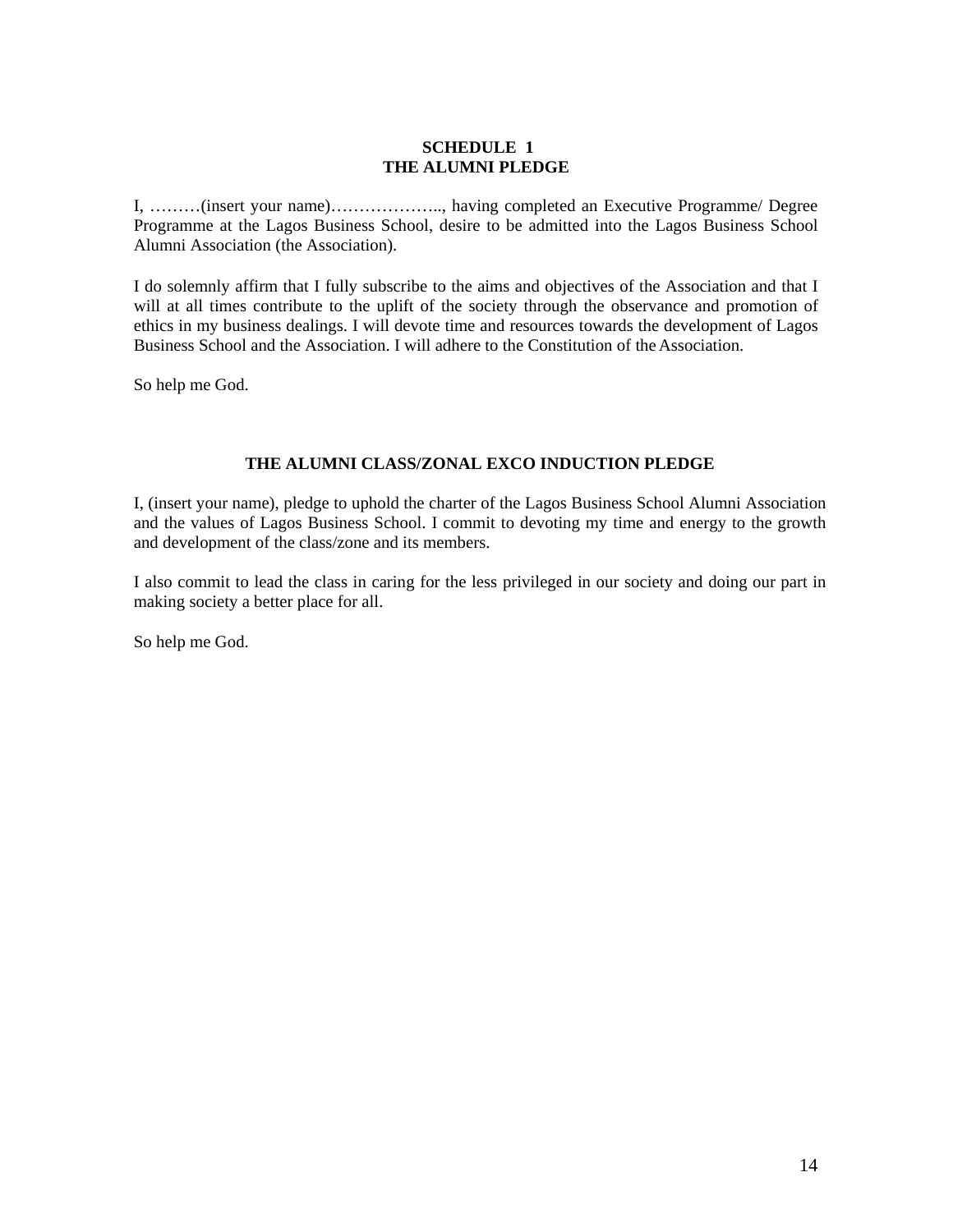**SCHEDULE 1**
**THE ALUMNI PLEDGE**

I, ………(insert your name)……………….., having completed an Executive Programme/ Degree Programme at the Lagos Business School, desire to be admitted into the Lagos Business School Alumni Association (the Association).

I do solemnly affirm that I fully subscribe to the aims and objectives of the Association and that I will at all times contribute to the uplift of the society through the observance and promotion of ethics in my business dealings. I will devote time and resources towards the development of Lagos Business School and the Association. I will adhere to the Constitution of the Association.

So help me God.

**THE ALUMNI CLASS/ZONAL EXCO INDUCTION PLEDGE**

I, (insert your name), pledge to uphold the charter of the Lagos Business School Alumni Association and the values of Lagos Business School. I commit to devoting my time and energy to the growth and development of the class/zone and its members.

I also commit to lead the class in caring for the less privileged in our society and doing our part in making society a better place for all.

So help me God.